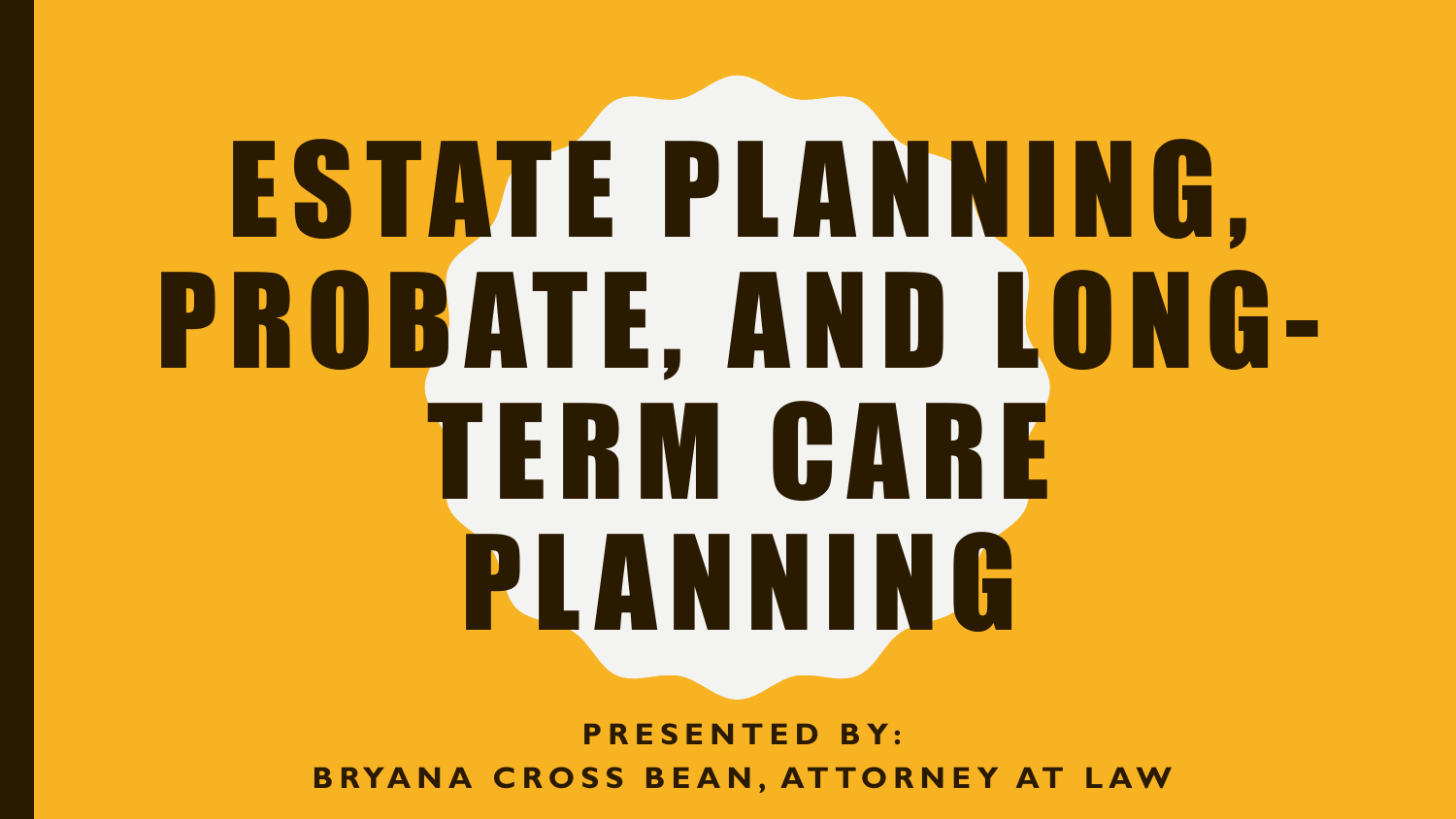# ESTATE PLANNING, PROBATE, AND LONG-TERM CARE PLANNING

**PRESENTED BY:**

**BRYANA CROSS BEAN, ATTORNEY AT LAW**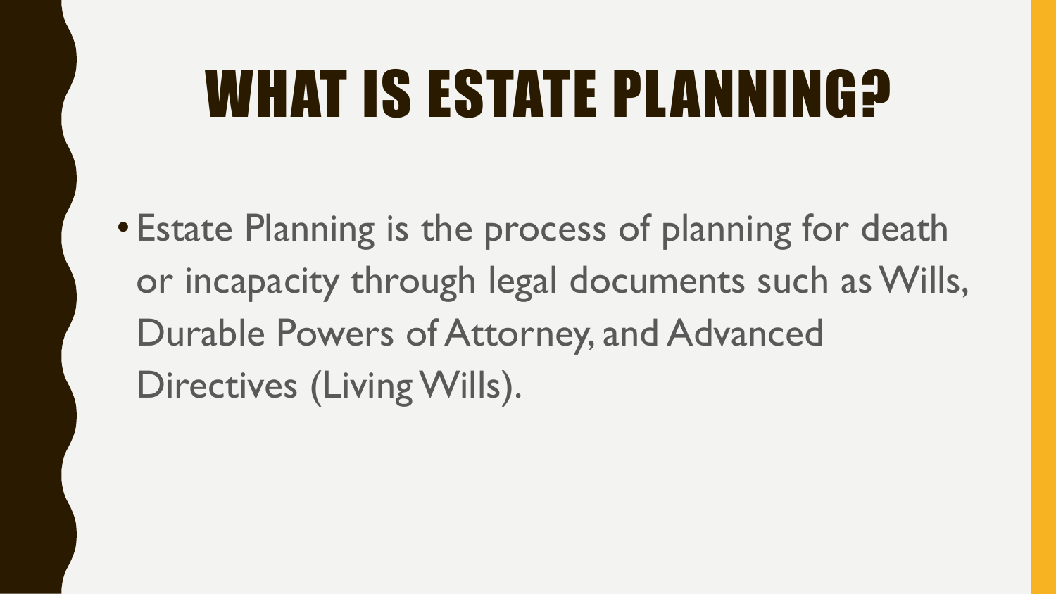# WHAT IS ESTATE PLANNING?

- Estate Planning is the process of planning for death or incapacity through legal documents such as Wills, Durable Powers of Attorney, and Advanced Directives (Living Wills).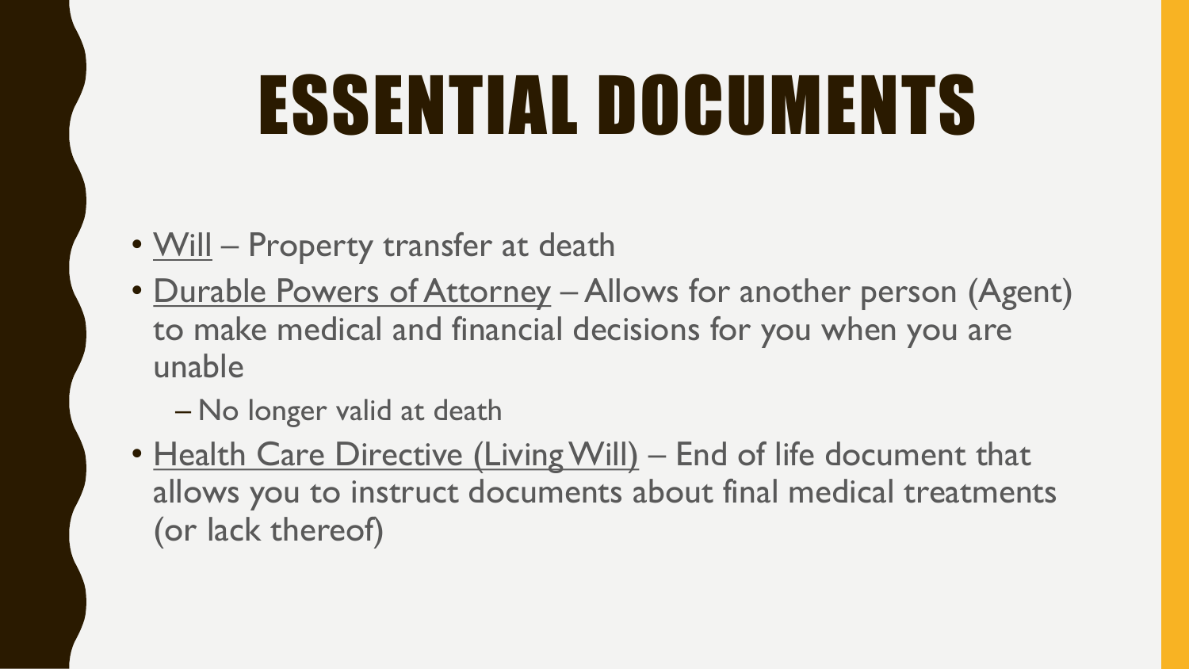# ESSENTIAL DOCUMENTS

- Will – Property transfer at death
- Durable Powers of Attorney – Allows for another person (Agent) to make medical and financial decisions for you when you are unable
  - No longer valid at death
- Health Care Directive (Living Will) – End of life document that allows you to instruct documents about final medical treatments (or lack thereof)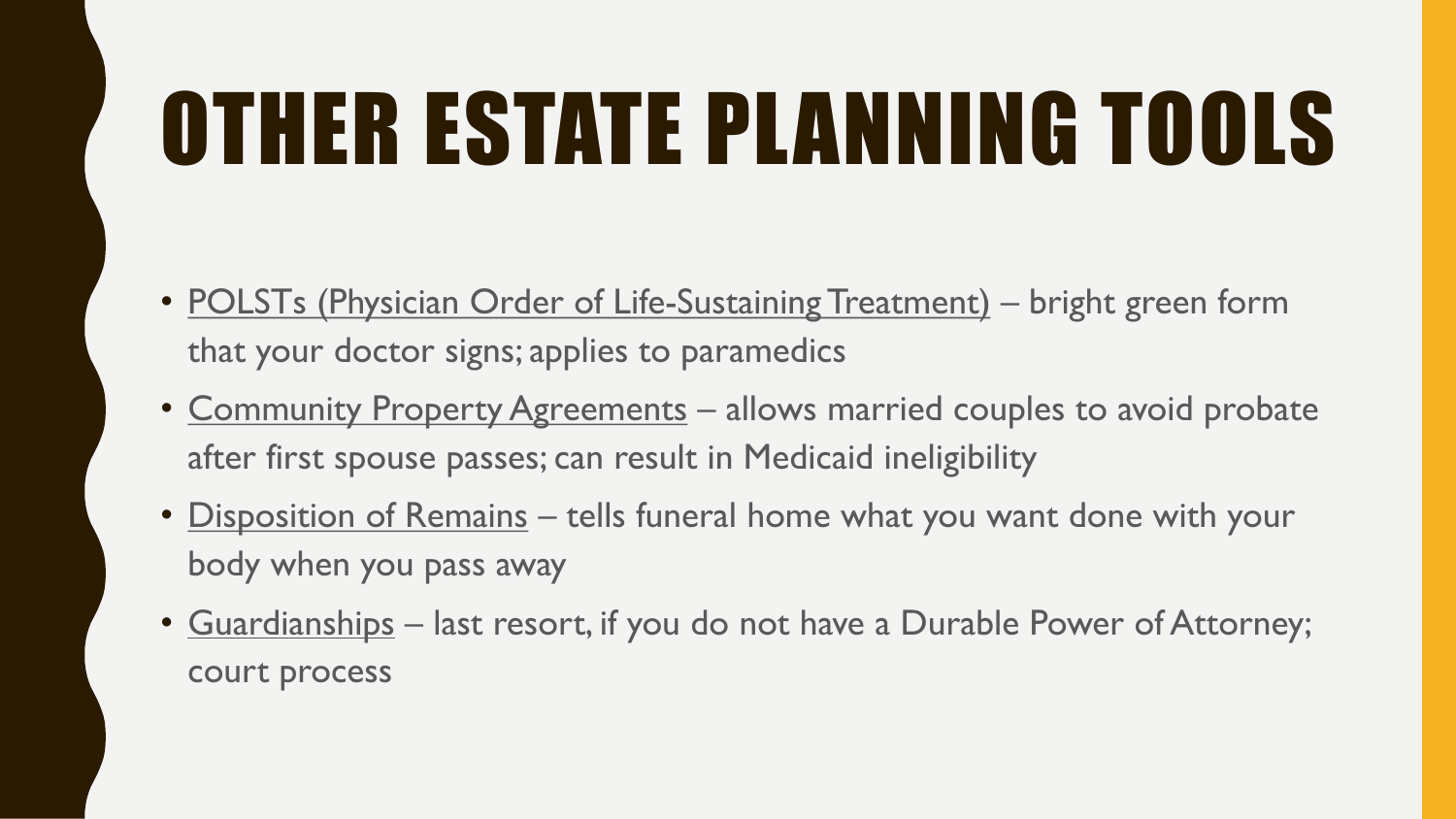# OTHER ESTATE PLANNING TOOLS

- <u>POLSTs (Physician Order of Life-Sustaining Treatment)</u> – bright green form that your doctor signs; applies to paramedics
- <u>Community Property Agreements</u> – allows married couples to avoid probate after first spouse passes; can result in Medicaid ineligibility
- <u>Disposition of Remains</u> – tells funeral home what you want done with your body when you pass away
- <u>Guardianships</u> – last resort, if you do not have a Durable Power of Attorney; court process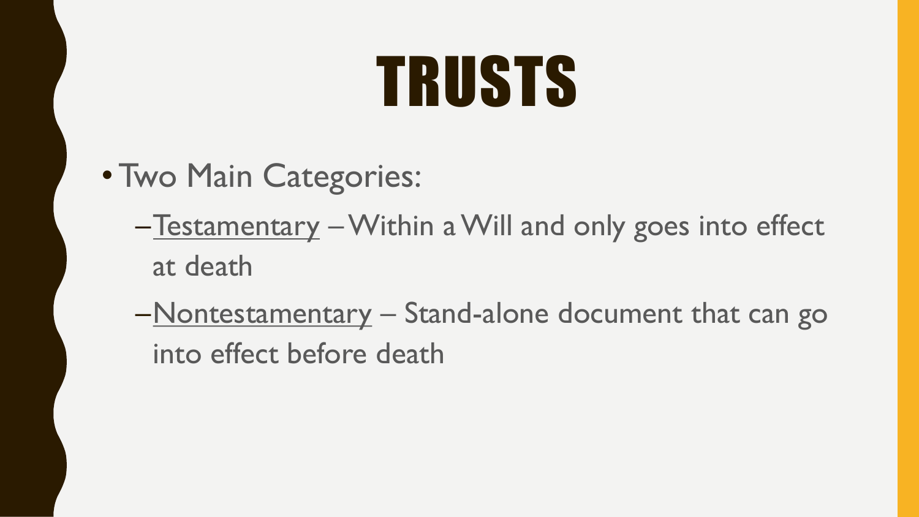# TRUSTS

- Two Main Categories:
  - Testamentary – Within a Will and only goes into effect at death
  - Nontestamentary – Stand-alone document that can go into effect before death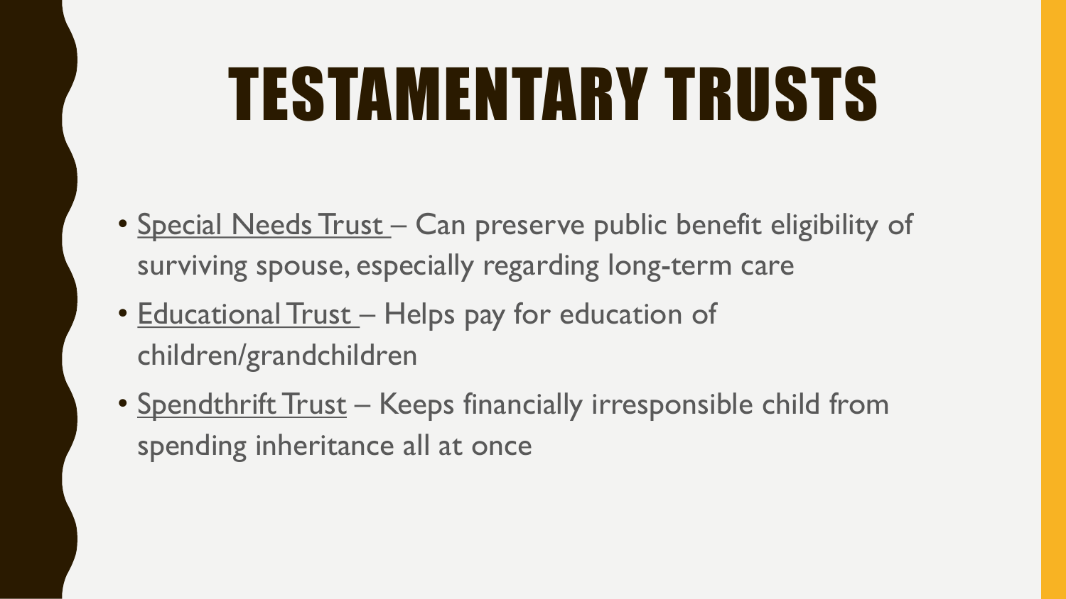# TESTAMENTARY TRUSTS

- Special Needs Trust – Can preserve public benefit eligibility of surviving spouse, especially regarding long-term care
- Educational Trust – Helps pay for education of children/grandchildren
- Spendthrift Trust – Keeps financially irresponsible child from spending inheritance all at once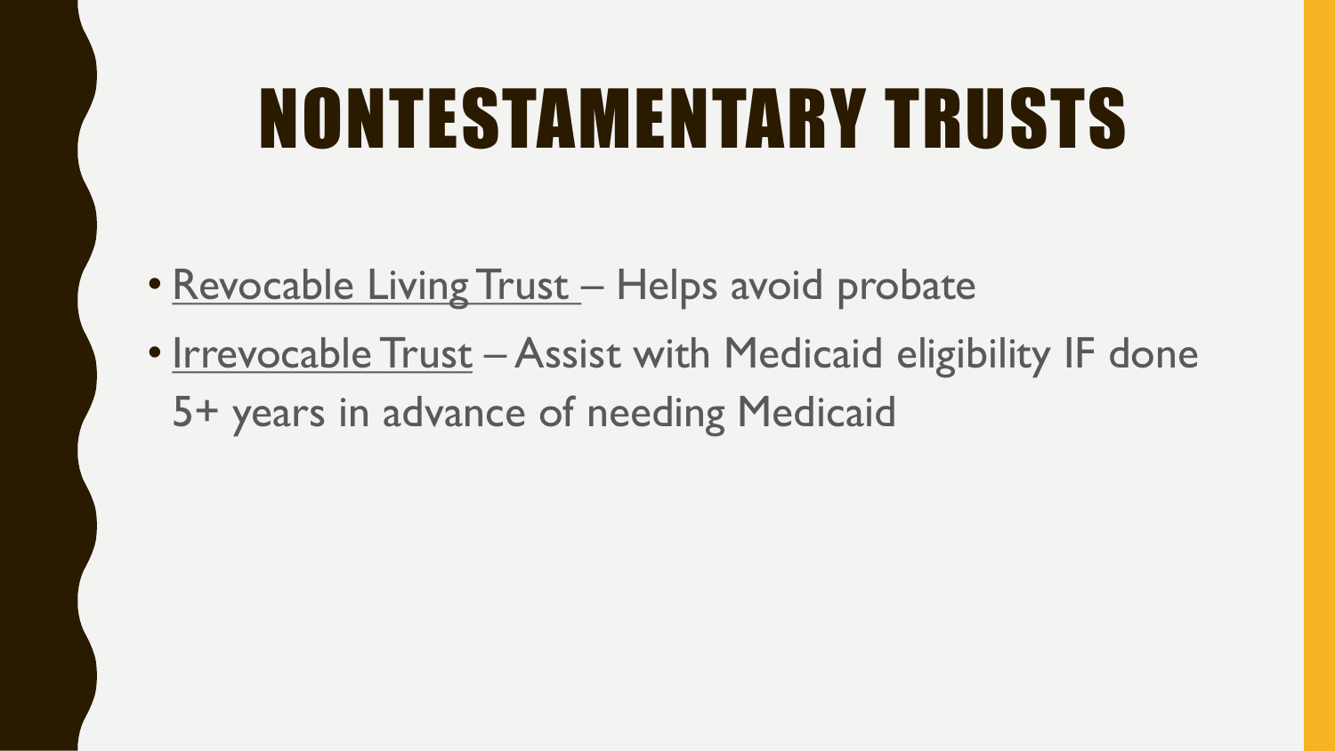# NONTESTAMENTARY TRUSTS

- Revocable Living Trust – Helps avoid probate
- Irrevocable Trust – Assist with Medicaid eligibility IF done 5+ years in advance of needing Medicaid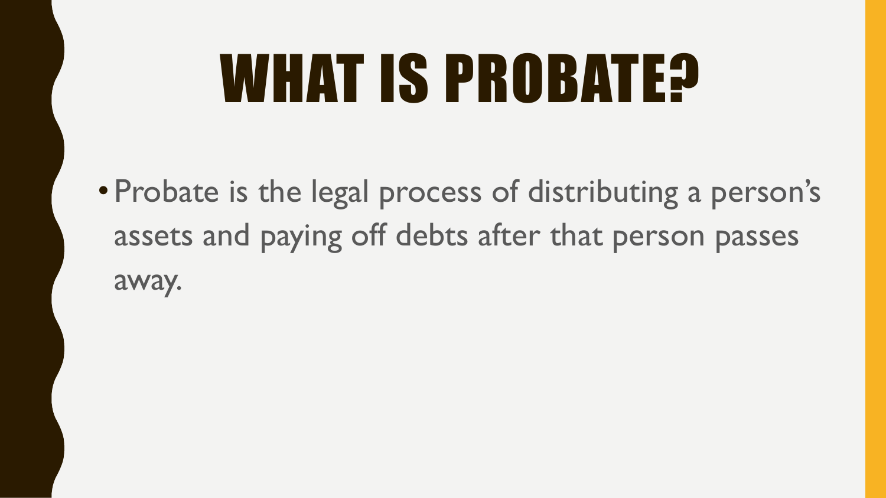# WHAT IS PROBATE?

- Probate is the legal process of distributing a person's assets and paying off debts after that person passes away.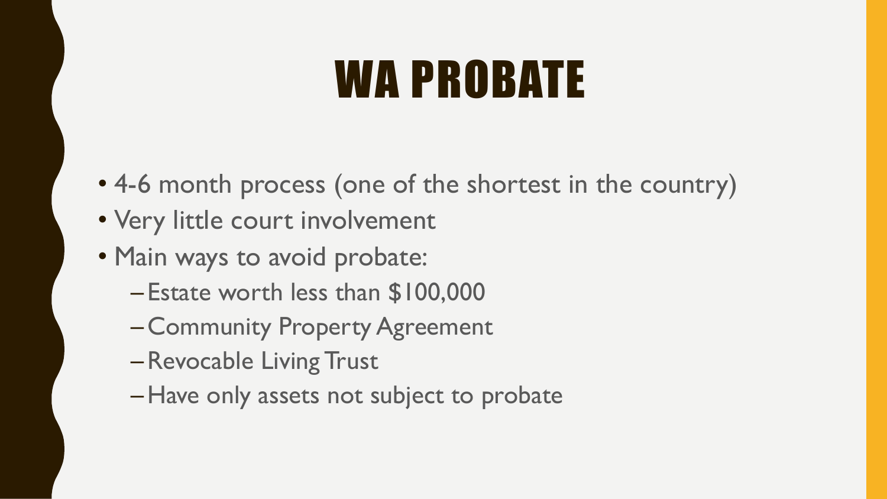# WA PROBATE

- 4-6 month process (one of the shortest in the country)
- Very little court involvement
- Main ways to avoid probate:
  - Estate worth less than $100,000
  - Community Property Agreement
  - Revocable Living Trust
  - Have only assets not subject to probate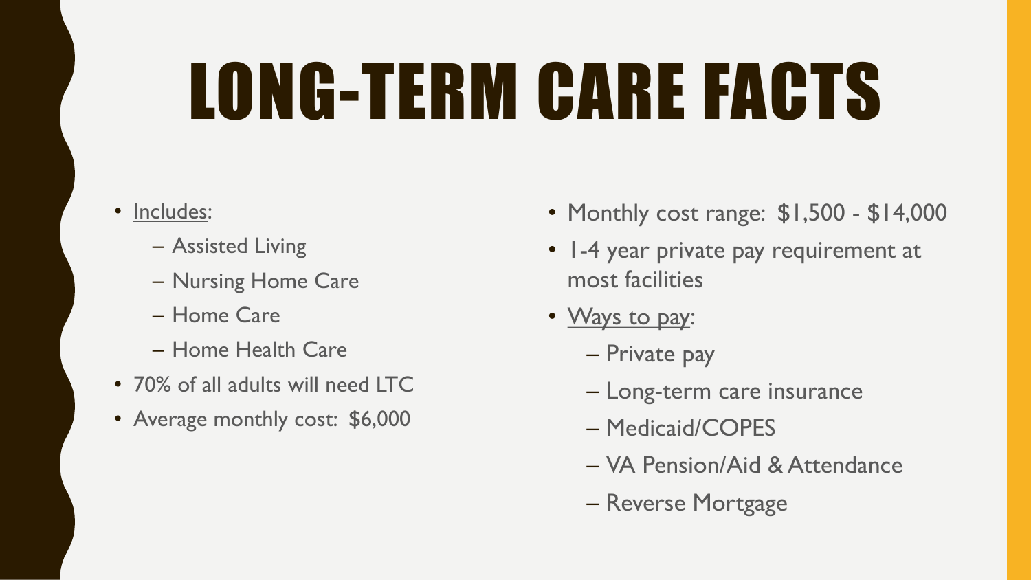# LONG-TERM CARE FACTS

- Includes:
  - Assisted Living
  - Nursing Home Care
  - Home Care
  - Home Health Care
- 70% of all adults will need LTC
- Average monthly cost: $6,000
- Monthly cost range: $1,500 - $14,000
- 1-4 year private pay requirement at most facilities
- Ways to pay:
  - Private pay
  - Long-term care insurance
  - Medicaid/COPES
  - VA Pension/Aid & Attendance
  - Reverse Mortgage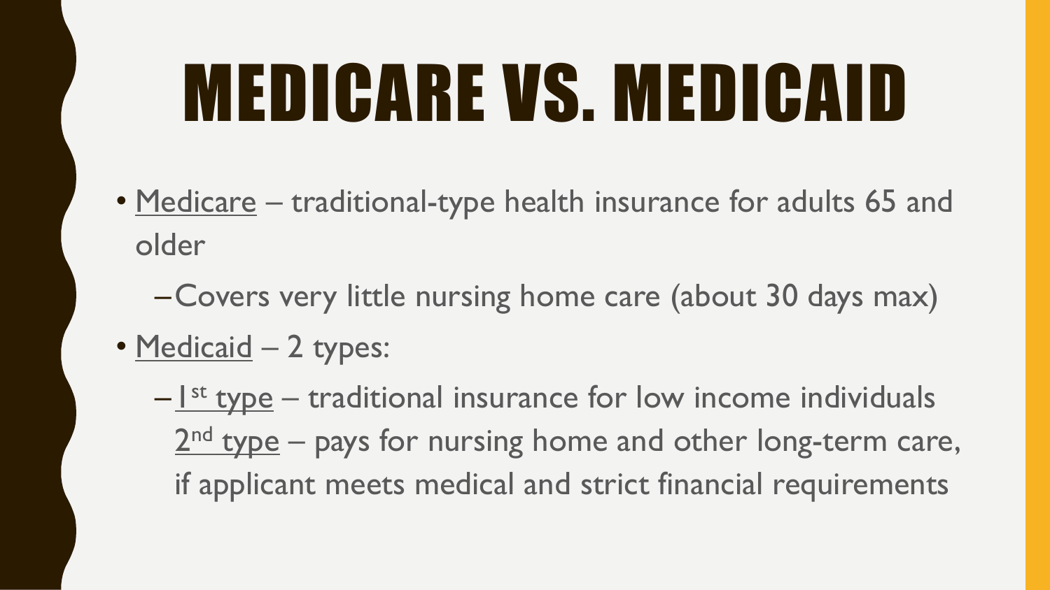# MEDICARE VS. MEDICAID

- Medicare – traditional-type health insurance for adults 65 and older
  - Covers very little nursing home care (about 30 days max)
- Medicaid – 2 types:
  - 1st type – traditional insurance for low income individuals
    2nd type – pays for nursing home and other long-term care, if applicant meets medical and strict financial requirements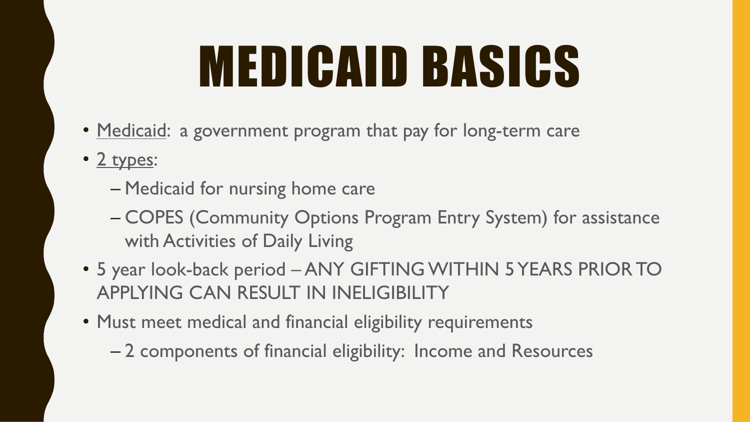# MEDICAID BASICS

- Medicaid: a government program that pay for long-term care
- 2 types:
  - Medicaid for nursing home care
  - COPES (Community Options Program Entry System) for assistance with Activities of Daily Living
- 5 year look-back period – ANY GIFTING WITHIN 5 YEARS PRIOR TO APPLYING CAN RESULT IN INELIGIBILITY
- Must meet medical and financial eligibility requirements
  - 2 components of financial eligibility: Income and Resources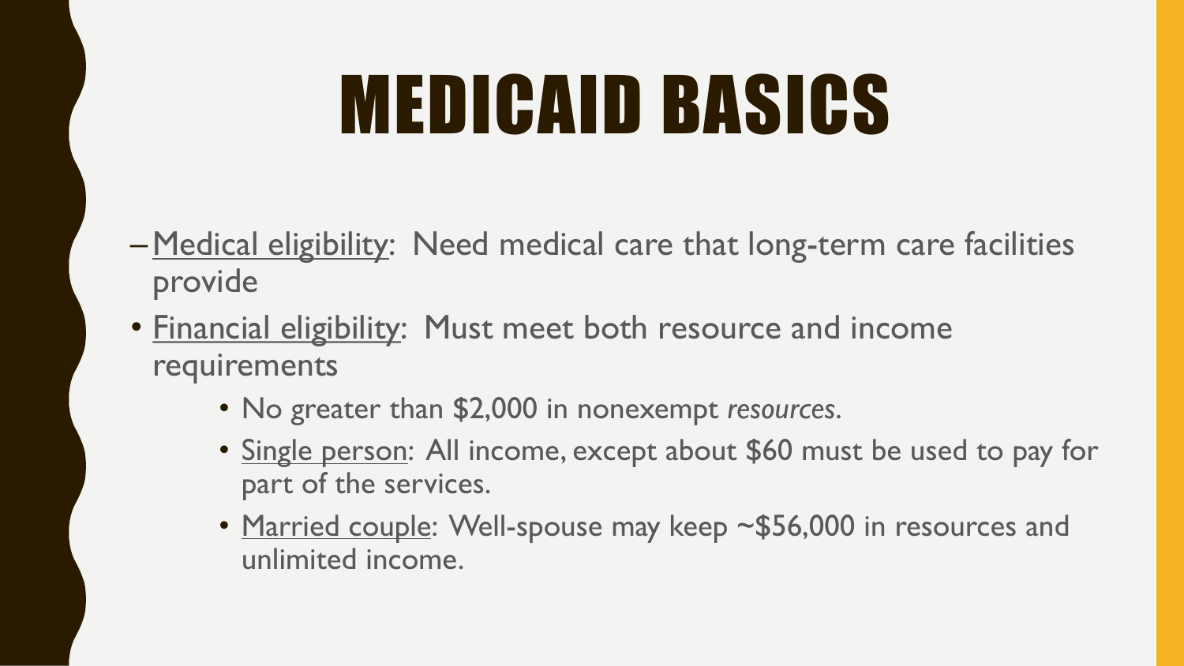# MEDICAID BASICS

- Medical eligibility: Need medical care that long-term care facilities provide
- Financial eligibility: Must meet both resource and income requirements
  - No greater than $2,000 in nonexempt *resources*.
  - Single person: All income, except about $60 must be used to pay for part of the services.
  - Married couple: Well-spouse may keep ~$56,000 in resources and unlimited income.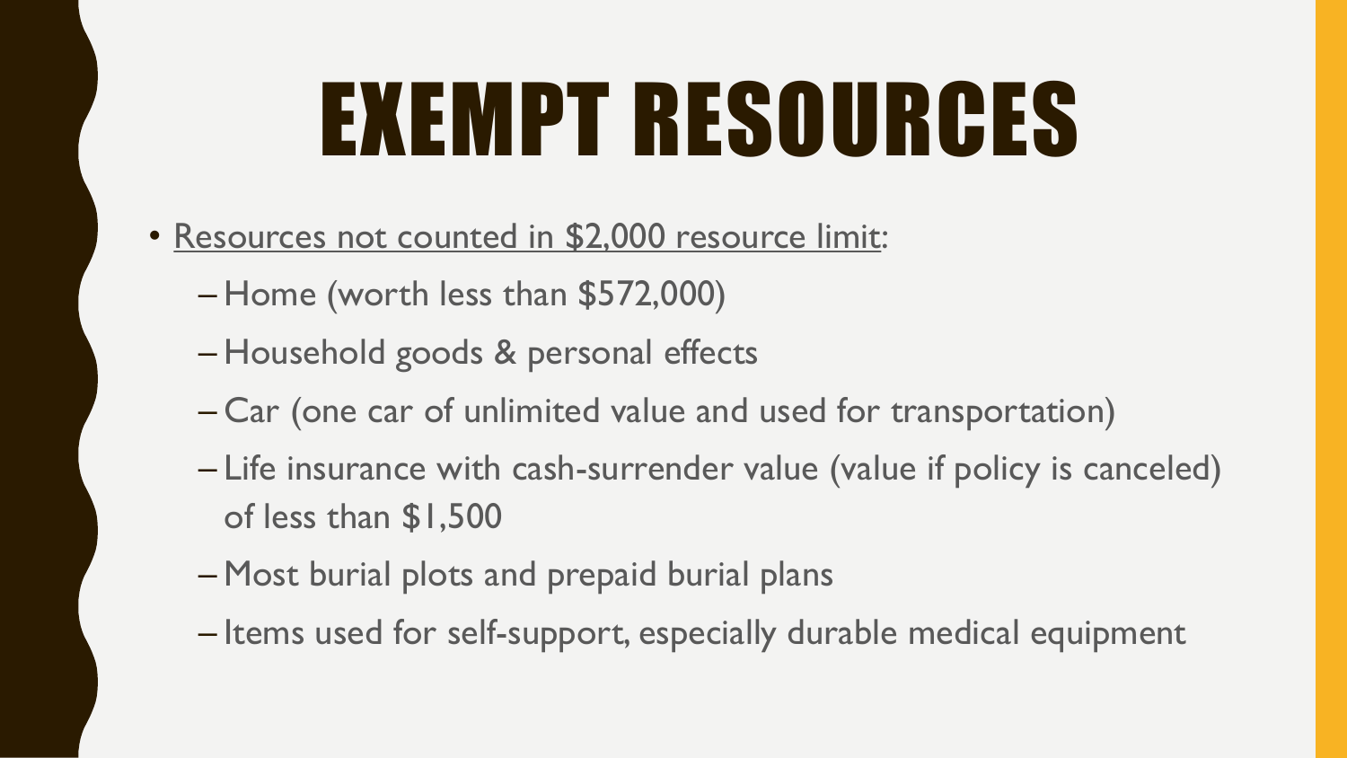# EXEMPT RESOURCES

- <u>Resources not counted in $2,000 resource limit</u>:
  - Home (worth less than $572,000)
  - Household goods & personal effects
  - Car (one car of unlimited value and used for transportation)
  - Life insurance with cash-surrender value (value if policy is canceled) of less than $1,500
  - Most burial plots and prepaid burial plans
  - Items used for self-support, especially durable medical equipment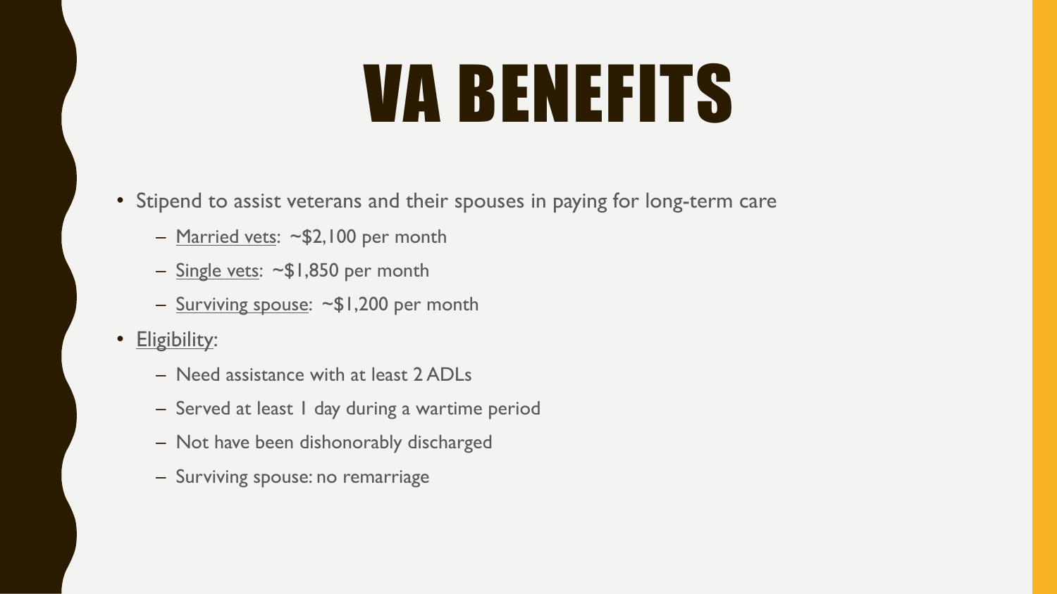# VA BENEFITS

- Stipend to assist veterans and their spouses in paying for long-term care
  - Married vets: ~$2,100 per month
  - Single vets: ~$1,850 per month
  - Surviving spouse: ~$1,200 per month
- Eligibility:
  - Need assistance with at least 2 ADLs
  - Served at least 1 day during a wartime period
  - Not have been dishonorably discharged
  - Surviving spouse: no remarriage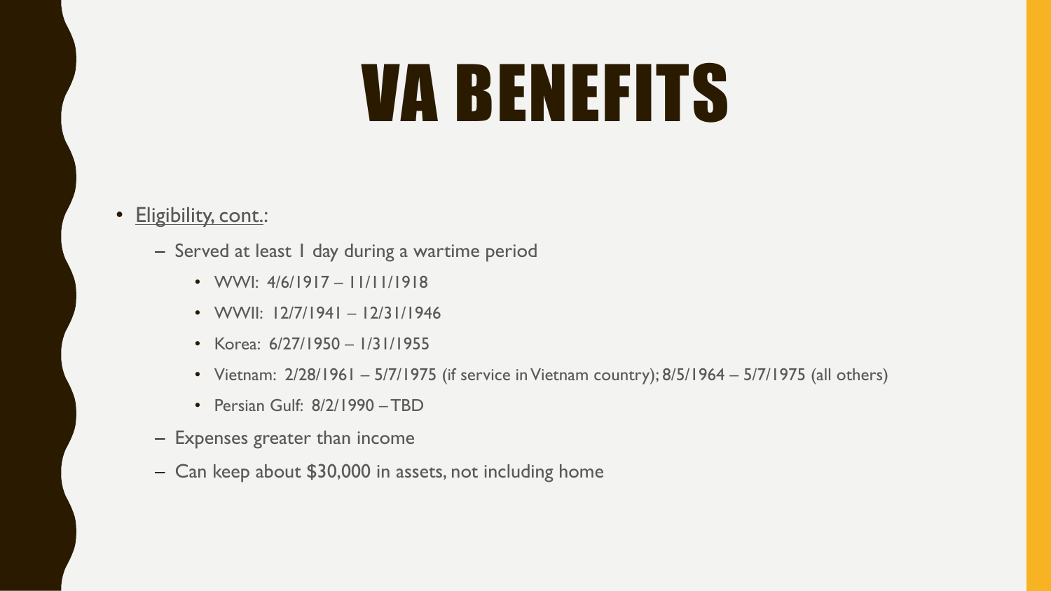# VA BENEFITS

- Eligibility, cont.:
  - Served at least 1 day during a wartime period
    - WWI: 4/6/1917 – 11/11/1918
    - WWII: 12/7/1941 – 12/31/1946
    - Korea: 6/27/1950 – 1/31/1955
    - Vietnam: 2/28/1961 – 5/7/1975 (if service in Vietnam country); 8/5/1964 – 5/7/1975 (all others)
    - Persian Gulf: 8/2/1990 – TBD
  - Expenses greater than income
  - Can keep about $30,000 in assets, not including home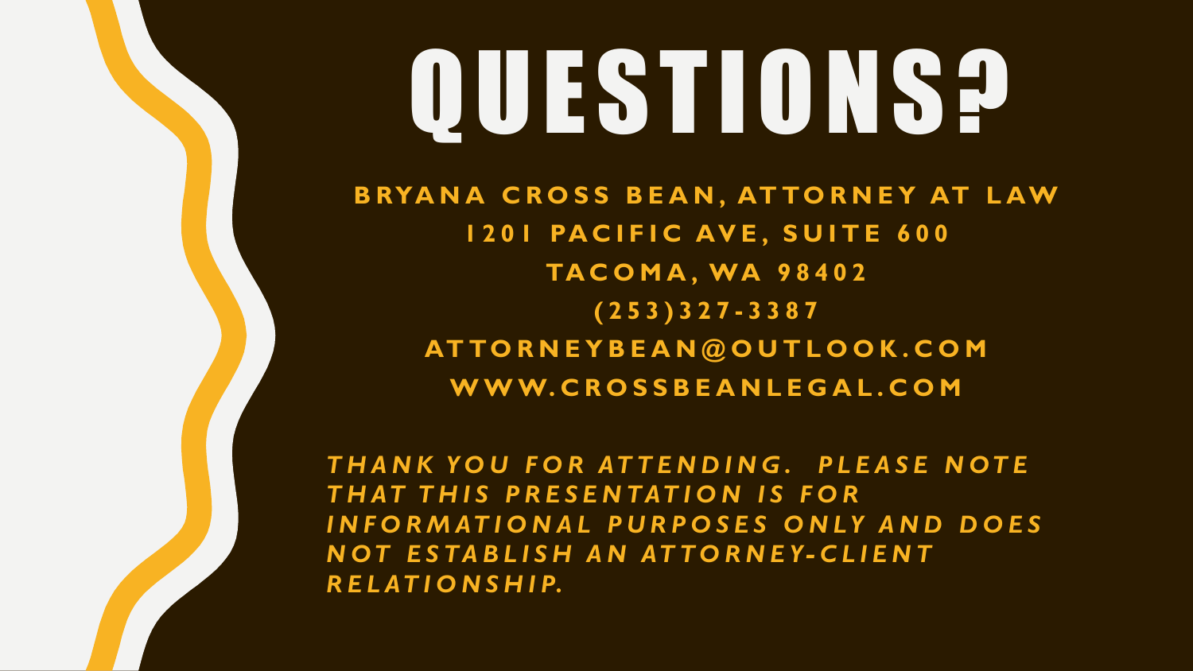# QUESTIONS?

**BRYANA CROSS BEAN, ATTORNEY AT LAW**

**1201 PACIFIC AVE, SUITE 600**

**TACOMA, WA 98402**

**(253)327-3387**

**ATTORNEYBEAN@OUTLOOK.COM**

**WWW.CROSSBEANLEGAL.COM**

***THANK YOU FOR ATTENDING. PLEASE NOTE THAT THIS PRESENTATION IS FOR INFORMATIONAL PURPOSES ONLY AND DOES NOT ESTABLISH AN ATTORNEY-CLIENT RELATIONSHIP.***